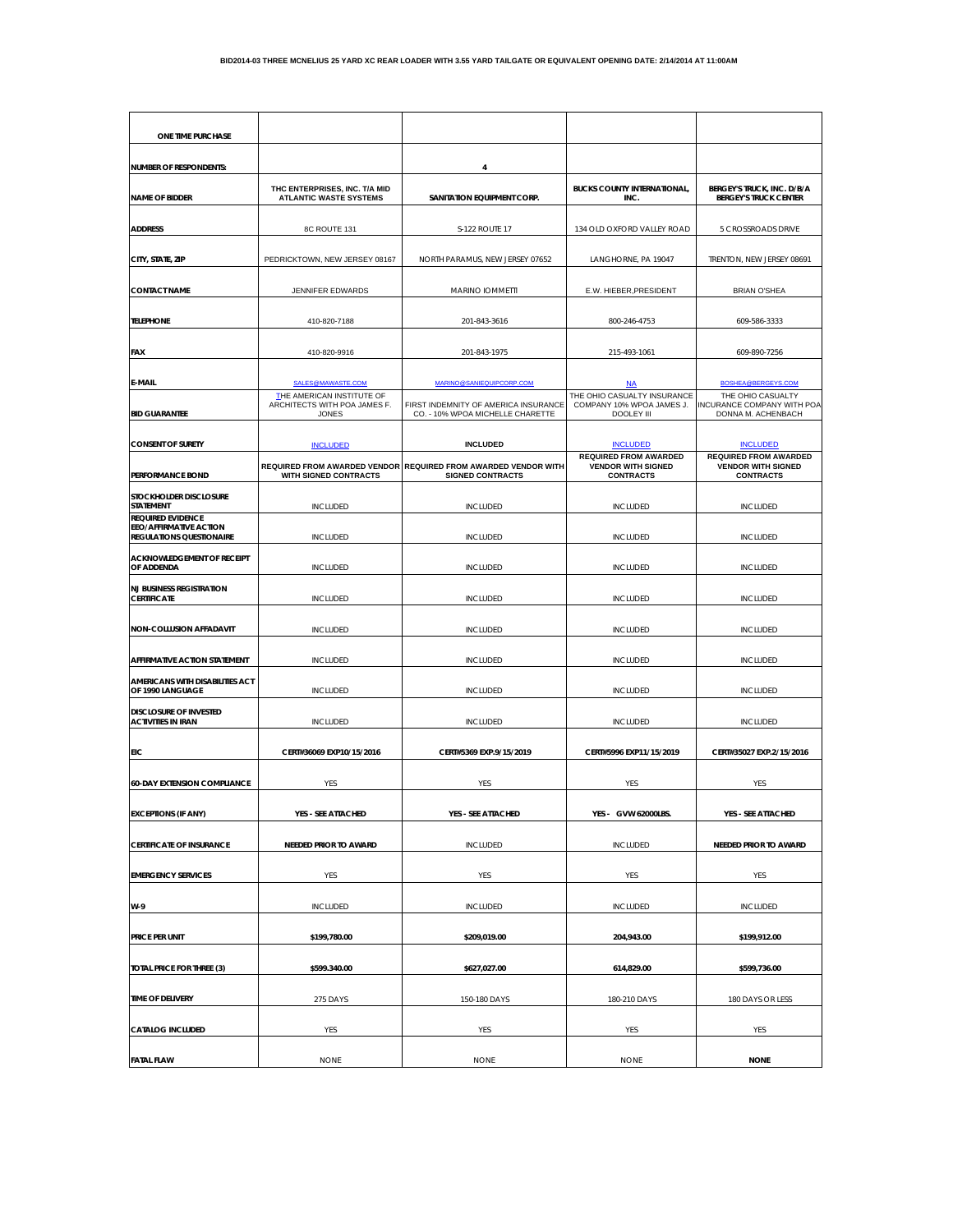**BID2014-03 THREE MCNELIUS 25 YARD XC REAR LOADER WITH 3.55 YARD TAILGATE OR EQUIVALENT OPENING DATE: 2/14/2014 AT 11:00AM**

| ONE TIME PURCHASE | | | | |
|---|---|---|---|---|
| NUMBER OF RESPONDENTS: | | 4 | | |
| NAME OF BIDDER | THC ENTERPRISES, INC. T/A MID ATLANTIC WASTE SYSTEMS | SANITATION EQUIPMENT CORP. | BUCKS COUNTY INTERNATIONAL, INC. | BERGEY'S TRUCK, INC. D/B/A BERGEY'S TRUCK CENTER |
| ADDRESS | 8C ROUTE 131 | S-122 ROUTE 17 | 134 OLD OXFORD VALLEY ROAD | 5 CROSSROADS DRIVE |
| CITY, STATE, ZIP | PEDRICKTOWN, NEW JERSEY 08167 | NORTH PARAMUS, NEW JERSEY 07652 | LANGHORNE, PA 19047 | TRENTON, NEW JERSEY 08691 |
| CONTACT NAME | JENNIFER EDWARDS | MARINO IOMMETTI | E.W. HIEBER,PRESIDENT | BRIAN O'SHEA |
| TELEPHONE | 410-820-7188 | 201-843-3616 | 800-246-4753 | 609-586-3333 |
| FAX | 410-820-9916 | 201-843-1975 | 215-493-1061 | 609-890-7256 |
| E-MAIL | SALES@MAWASTE.COM | MARINO@SANIEQUIPCORP.COM | NA | BOSHEA@BERGEYS.COM |
| BID GUARANTEE | THE AMERICAN INSTITUTE OF ARCHITECTS WITH POA JAMES F. JONES | FIRST INDEMNITY OF AMERICA INSURANCE CO. - 10% WPOA MICHELLE CHARETTE | THE OHIO CASUALTY INSURANCE COMPANY 10% WPOA JAMES J. DOOLEY III | THE OHIO CASUALTY INCURANCE COMPANY WITH POA DONNA M. ACHENBACH |
| CONSENT OF SURETY | INCLUDED | INCLUDED | INCLUDED | INCLUDED |
| PERFORMANCE BOND | REQUIRED FROM AWARDED VENDOR WITH SIGNED CONTRACTS | REQUIRED FROM AWARDED VENDOR WITH SIGNED CONTRACTS | REQUIRED FROM AWARDED VENDOR WITH SIGNED CONTRACTS | REQUIRED FROM AWARDED VENDOR WITH SIGNED CONTRACTS |
| STOCKHOLDER DISCLOSURE STATEMENT | INCLUDED | INCLUDED | INCLUDED | INCLUDED |
| REQUIRED EVIDENCE EEO/AFFIRMATIVE ACTION REGULATIONS QUESTIONAIRE | INCLUDED | INCLUDED | INCLUDED | INCLUDED |
| ACKNOWLEDGEMENT OF RECEIPT OF ADDENDA | INCLUDED | INCLUDED | INCLUDED | INCLUDED |
| NJ BUSINESS REGISTRATION CERTIFICATE | INCLUDED | INCLUDED | INCLUDED | INCLUDED |
| NON-COLLUSION AFFADAVIT | INCLUDED | INCLUDED | INCLUDED | INCLUDED |
| AFFIRMATIVE ACTION STATEMENT | INCLUDED | INCLUDED | INCLUDED | INCLUDED |
| AMERICANS WITH DISABILITIES ACT OF 1990 LANGUAGE | INCLUDED | INCLUDED | INCLUDED | INCLUDED |
| DISCLOSURE OF INVESTED ACTIVITIES IN IRAN | INCLUDED | INCLUDED | INCLUDED | INCLUDED |
| EIC | CERT#36069 EXP10/15/2016 | CERT#5369 EXP.9/15/2019 | CERT#5996 EXP11/15/2019 | CERT#35027 EXP.2/15/2016 |
| 60-DAY EXTENSION COMPLIANCE | YES | YES | YES | YES |
| EXCEPTIONS (IF ANY) | YES - SEE ATTACHED | YES - SEE ATTACHED | YES - GVW 62000LBS. | YES - SEE ATTACHED |
| CERTIFICATE OF INSURANCE | NEEDED PRIOR TO AWARD | INCLUDED | INCLUDED | NEEDED PRIOR TO AWARD |
| EMERGENCY SERVICES | YES | YES | YES | YES |
| W-9 | INCLUDED | INCLUDED | INCLUDED | INCLUDED |
| PRICE PER UNIT | $199,780.00 | $209,019.00 | 204,943.00 | $199,912.00 |
| TOTAL PRICE FOR THREE (3) | $599.340.00 | $627,027.00 | 614,829.00 | $599,736.00 |
| TIME OF DELIVERY | 275 DAYS | 150-180 DAYS | 180-210 DAYS | 180 DAYS OR LESS |
| CATALOG INCLUDED | YES | YES | YES | YES |
| FATAL FLAW | NONE | NONE | NONE | NONE |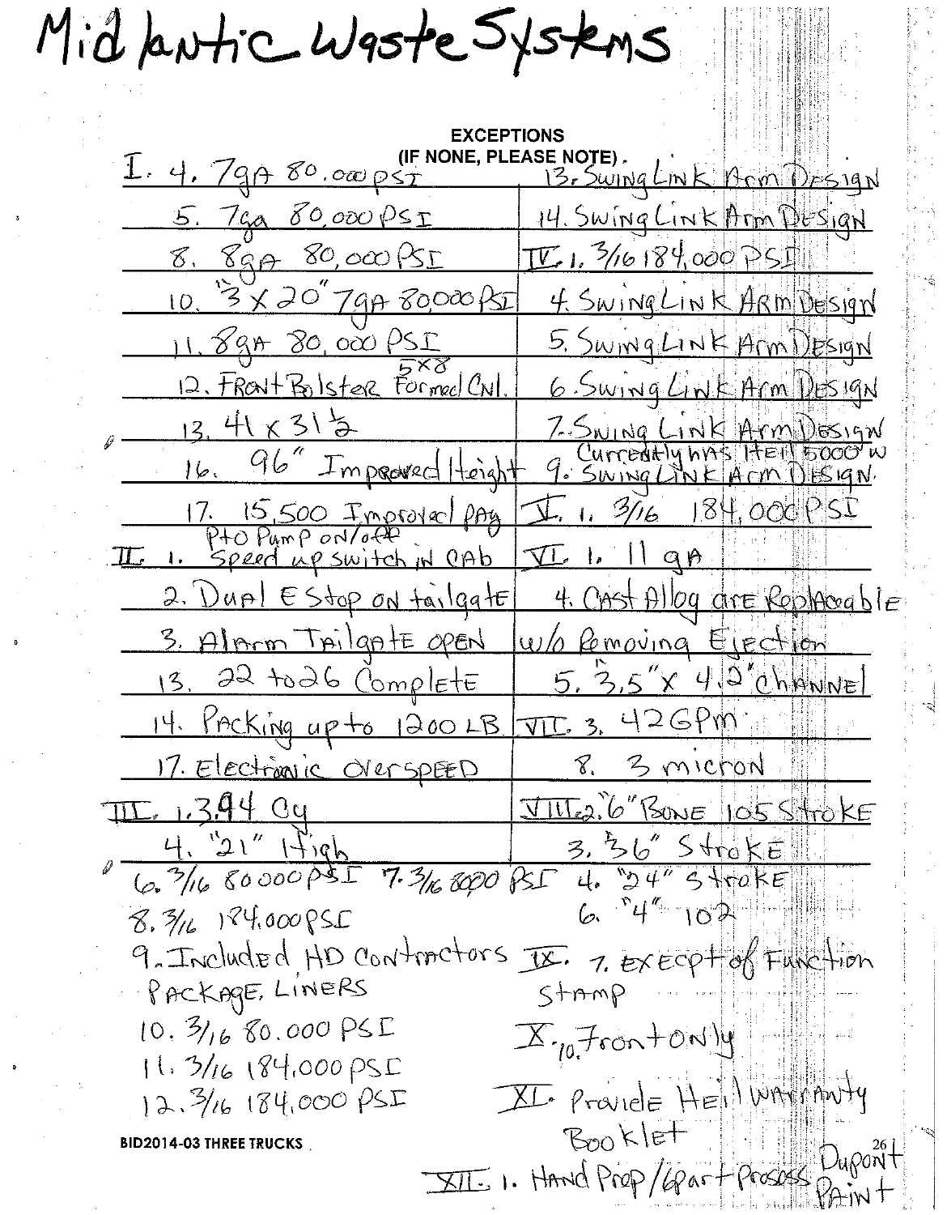# Midlantic Waste Systems

**EXCEPTIONS**
**(IF NONE, PLEASE NOTE)**

| | |
|---|---|
| I. 4. 7ga 80,000 psi | 13. Swing Link Arm Design |
| 5. 7ga 80,000 PSI | 14. Swing Link Arm Design |
| 8. 8ga 80,000 PSI | IV. 1. 3/16 184,000 PSI |
| 10. "3 x 20" 7ga 80,000 PSI | 4. Swing Link Arm Design |
| 11. 8ga 80,000 PSI | 5. Swing Link Arm Design |
| 12. Front Bolster 5x8 Formed CNL | 6. Swing Link Arm Design |
| 13. 41 x 31½ | 7. Swing Link Arm Design |
| 16. 96" Improved Height | 9. Currently has Heil 5000 w Swing Link Arm Design. |
| 17. 15,500 Improved PAY | V. 1. 3/16 184,000 PSI |
| II. 1. PTO Pump on/off Speed up switch in cab | VI. 1. 11 ga |
| 2. Dual E Stop on tailgate | 4. Cast Alloy are Replaceable |
| 3. Alarm Tailgate open | w/o Removing Ejection |
| 13. 22 to 26 Complete | 5. 3.5" x 4.2" channel |
| 14. Packing up to 1200 LB | VII. 3. 42 GPM |
| 17. Electronic overspeed | 8. 3 micron |
| III. 1. 3.94 Cy | VIII. 2. 6" Bore 105 Stroke |
| 4. "21" High | 3. 36" Stroke |

6. 3/16 80000 PSI 7. 3/16 8000 PSI
8. 3/16 184,000 PSI
9. Included HD Contractors Package, Liners
10. 3/16 80.000 PSI
11. 3/16 184.000 PSI
12. 3/16 184,000 PSI

4. "24" Stroke
6. "4" 102
IX. 7. Except of Function stamp
X. 10. Front only
XI. Provide Heil warranty Booklet
XII. 1. Hand Prep/6 part Process Dupont Paint

BID2014-03 THREE TRUCKS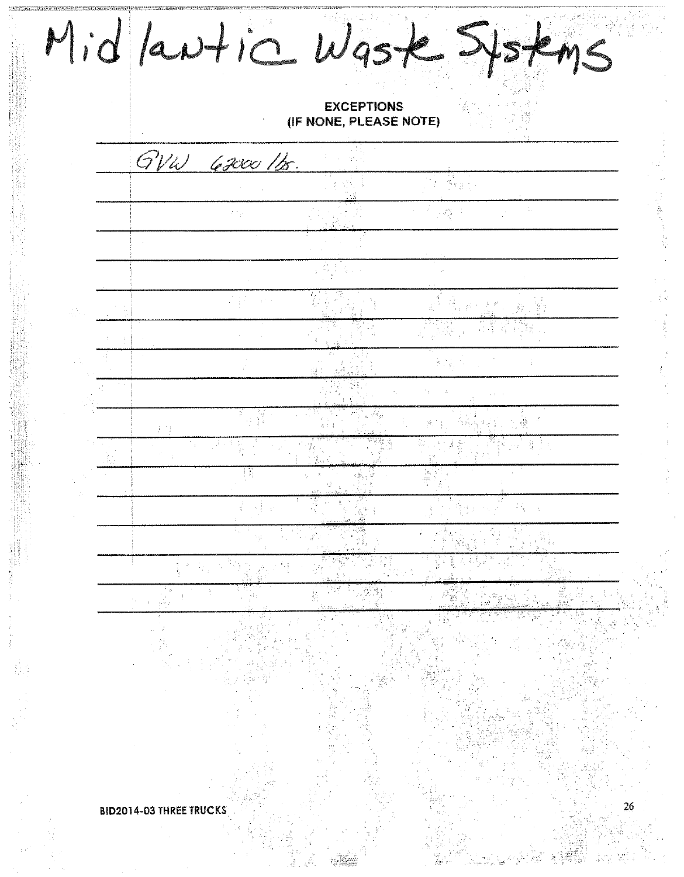Midlantic Waste Systems

**EXCEPTIONS**
**(IF NONE, PLEASE NOTE)**

GVW 62000 lbs.

BID2014-03 THREE TRUCKS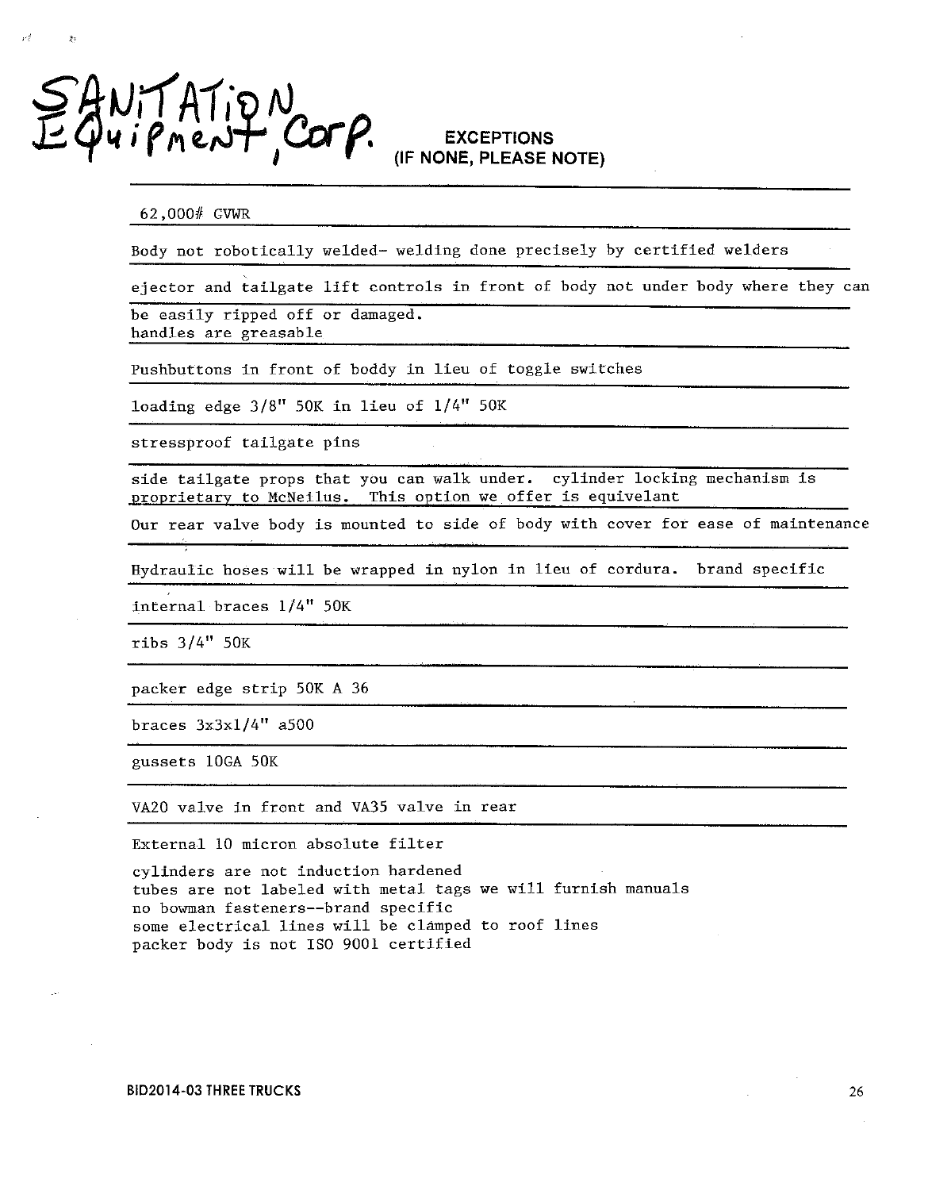# SANITATION Equipment, Corp.

## EXCEPTIONS
## (IF NONE, PLEASE NOTE)

62,000# GVWR

Body not robotically welded- welding done precisely by certified welders

ejector and tailgate lift controls in front of body not under body where they can be easily ripped off or damaged.
handles are greasable

Pushbuttons in front of boddy in lieu of toggle switches

loading edge 3/8" 50K in lieu of 1/4" 50K

stressproof tailgate pins

side tailgate props that you can walk under. cylinder locking mechanism is proprietary to McNeilus. This option we offer is equivelant

Our rear valve body is mounted to side of body with cover for ease of maintenance

Hydraulic hoses will be wrapped in nylon in lieu of cordura. brand specific

internal braces 1/4" 50K

ribs 3/4" 50K

packer edge strip 50K A 36

braces 3x3x1/4" a500

gussets 10GA 50K

VA20 valve in front and VA35 valve in rear

External 10 micron absolute filter

cylinders are not induction hardened
tubes are not labeled with metal tags we will furnish manuals
no bowman fasteners--brand specific
some electrical lines will be clamped to roof lines
packer body is not ISO 9001 certified

BID2014-03 THREE TRUCKS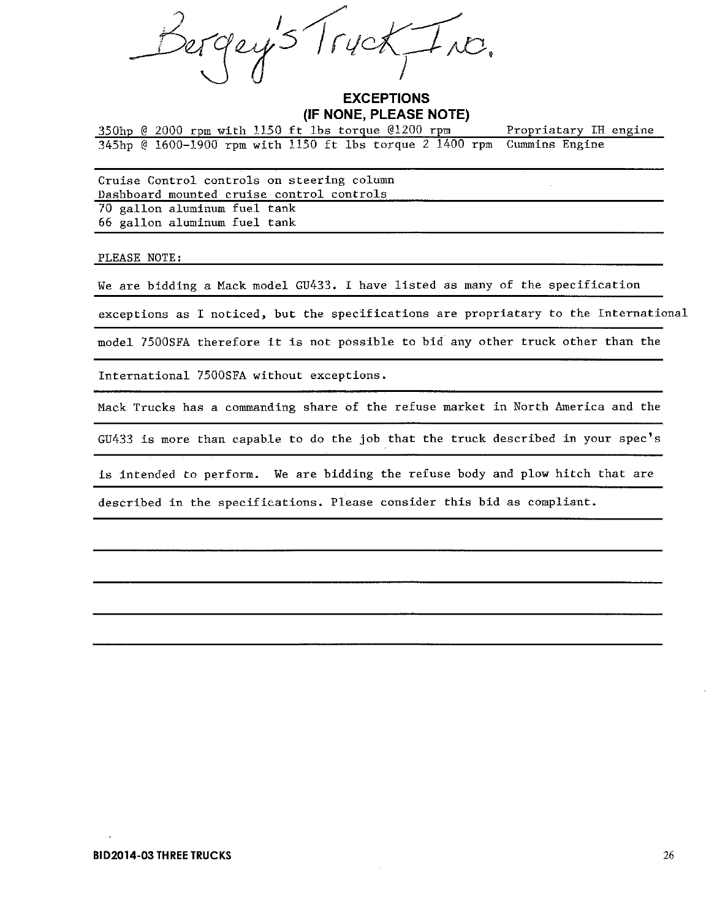Bergey's Truck Inc.

## EXCEPTIONS
## (IF NONE, PLEASE NOTE)

350hp @ 2000 rpm with 1150 ft lbs torque @1200 rpm      Propriatary IH engine
345hp @ 1600-1900 rpm with 1150 ft lbs torque 2 1400 rpm  Cummins Engine

Cruise Control controls on steering column
Dashboard mounted cruise control controls
70 gallon aluminum fuel tank
66 gallon aluminum fuel tank

PLEASE NOTE:

We are bidding a Mack model GU433. I have listed as many of the specification exceptions as I noticed, but the specifications are propriatary to the International model 7500SFA therefore it is not possible to bid any other truck other than the International 7500SFA without exceptions.

Mack Trucks has a commanding share of the refuse market in North America and the GU433 is more than capable to do the job that the truck described in your spec's is intended to perform. We are bidding the refuse body and plow hitch that are described in the specifications. Please consider this bid as compliant.

BID2014-03 THREE TRUCKS